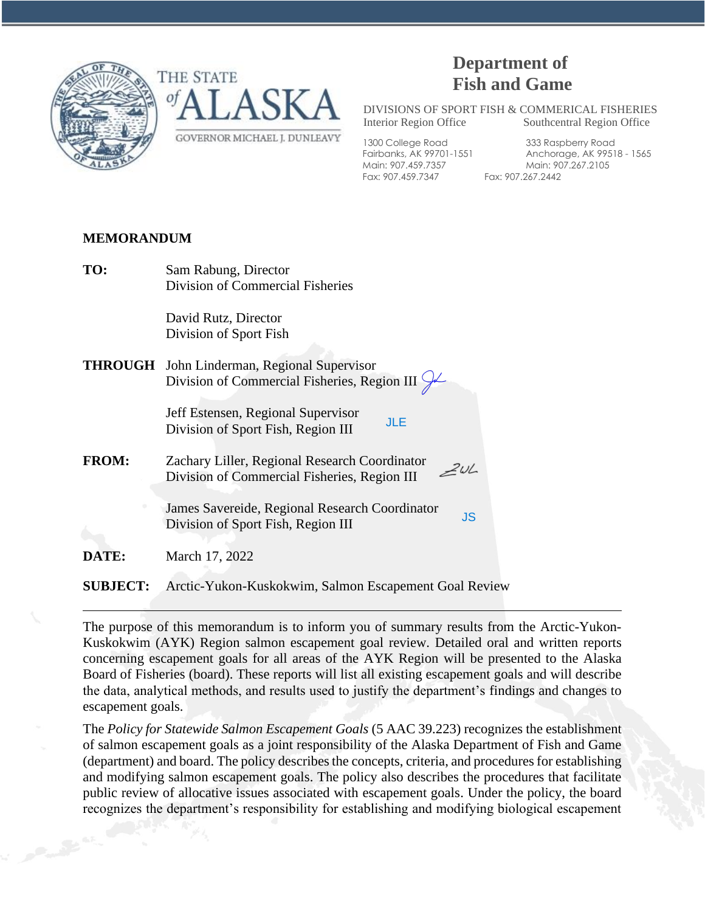# Department of Fish and Game

THE STATE of ALASKA

GOVERNOR MICHAEL J. DUNLEAVY

DIVISIONS OF SPORT FISH & COMMERICAL FISHERIES

| Interior Region Office | Southcentral Region Office |
|---|---|
| 1300 College Road | 333 Raspberry Road |
| Fairbanks, AK 99701-1551 | Anchorage, AK 99518 - 1565 |
| Main: 907.459.7357 | Main: 907.267.2105 |
| Fax: 907.459.7347 | Fax: 907.267.2442 |

**MEMORANDUM**

**TO:** Sam Rabung, Director
Division of Commercial Fisheries

David Rutz, Director
Division of Sport Fish

**THROUGH** John Linderman, Regional Supervisor
Division of Commercial Fisheries, Region III

Jeff Estensen, Regional Supervisor
Division of Sport Fish, Region III JLE

**FROM:** Zachary Liller, Regional Research Coordinator
Division of Commercial Fisheries, Region III ZWL

James Savereide, Regional Research Coordinator
Division of Sport Fish, Region III JS

**DATE:** March 17, 2022

**SUBJECT:** Arctic-Yukon-Kuskokwim, Salmon Escapement Goal Review

---

The purpose of this memorandum is to inform you of summary results from the Arctic-Yukon-Kuskokwim (AYK) Region salmon escapement goal review. Detailed oral and written reports concerning escapement goals for all areas of the AYK Region will be presented to the Alaska Board of Fisheries (board). These reports will list all existing escapement goals and will describe the data, analytical methods, and results used to justify the department's findings and changes to escapement goals.

The *Policy for Statewide Salmon Escapement Goals* (5 AAC 39.223) recognizes the establishment of salmon escapement goals as a joint responsibility of the Alaska Department of Fish and Game (department) and board. The policy describes the concepts, criteria, and procedures for establishing and modifying salmon escapement goals. The policy also describes the procedures that facilitate public review of allocative issues associated with escapement goals. Under the policy, the board recognizes the department's responsibility for establishing and modifying biological escapement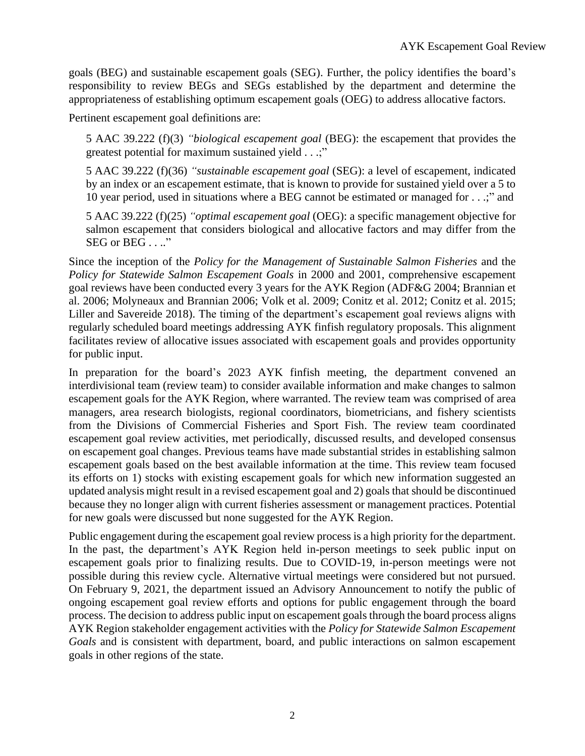goals (BEG) and sustainable escapement goals (SEG). Further, the policy identifies the board's responsibility to review BEGs and SEGs established by the department and determine the appropriateness of establishing optimum escapement goals (OEG) to address allocative factors.

Pertinent escapement goal definitions are:

> 5 AAC 39.222 (f)(3) *"biological escapement goal* (BEG): the escapement that provides the greatest potential for maximum sustained yield . . .;"
>
> 5 AAC 39.222 (f)(36) *"sustainable escapement goal* (SEG): a level of escapement, indicated by an index or an escapement estimate, that is known to provide for sustained yield over a 5 to 10 year period, used in situations where a BEG cannot be estimated or managed for . . .;" and
>
> 5 AAC 39.222 (f)(25) *"optimal escapement goal* (OEG): a specific management objective for salmon escapement that considers biological and allocative factors and may differ from the SEG or BEG . . .."

Since the inception of the *Policy for the Management of Sustainable Salmon Fisheries* and the *Policy for Statewide Salmon Escapement Goals* in 2000 and 2001, comprehensive escapement goal reviews have been conducted every 3 years for the AYK Region (ADF&G 2004; Brannian et al. 2006; Molyneaux and Brannian 2006; Volk et al. 2009; Conitz et al. 2012; Conitz et al. 2015; Liller and Savereide 2018). The timing of the department's escapement goal reviews aligns with regularly scheduled board meetings addressing AYK finfish regulatory proposals. This alignment facilitates review of allocative issues associated with escapement goals and provides opportunity for public input.

In preparation for the board's 2023 AYK finfish meeting, the department convened an interdivisional team (review team) to consider available information and make changes to salmon escapement goals for the AYK Region, where warranted. The review team was comprised of area managers, area research biologists, regional coordinators, biometricians, and fishery scientists from the Divisions of Commercial Fisheries and Sport Fish. The review team coordinated escapement goal review activities, met periodically, discussed results, and developed consensus on escapement goal changes. Previous teams have made substantial strides in establishing salmon escapement goals based on the best available information at the time. This review team focused its efforts on 1) stocks with existing escapement goals for which new information suggested an updated analysis might result in a revised escapement goal and 2) goals that should be discontinued because they no longer align with current fisheries assessment or management practices. Potential for new goals were discussed but none suggested for the AYK Region.

Public engagement during the escapement goal review process is a high priority for the department. In the past, the department's AYK Region held in-person meetings to seek public input on escapement goals prior to finalizing results. Due to COVID-19, in-person meetings were not possible during this review cycle. Alternative virtual meetings were considered but not pursued. On February 9, 2021, the department issued an Advisory Announcement to notify the public of ongoing escapement goal review efforts and options for public engagement through the board process. The decision to address public input on escapement goals through the board process aligns AYK Region stakeholder engagement activities with the *Policy for Statewide Salmon Escapement Goals* and is consistent with department, board, and public interactions on salmon escapement goals in other regions of the state.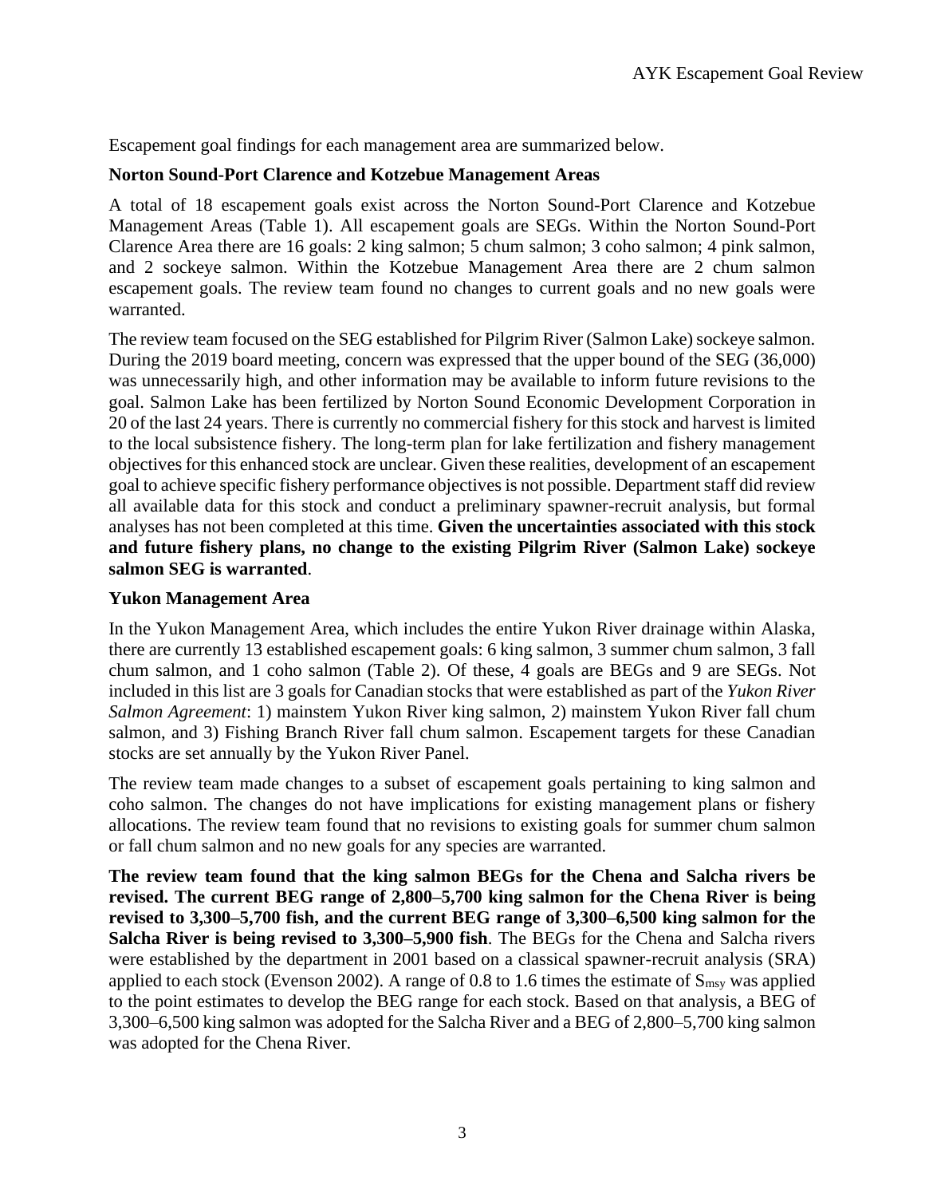Escapement goal findings for each management area are summarized below.

### Norton Sound-Port Clarence and Kotzebue Management Areas

A total of 18 escapement goals exist across the Norton Sound-Port Clarence and Kotzebue Management Areas (Table 1). All escapement goals are SEGs. Within the Norton Sound-Port Clarence Area there are 16 goals: 2 king salmon; 5 chum salmon; 3 coho salmon; 4 pink salmon, and 2 sockeye salmon. Within the Kotzebue Management Area there are 2 chum salmon escapement goals. The review team found no changes to current goals and no new goals were warranted.

The review team focused on the SEG established for Pilgrim River (Salmon Lake) sockeye salmon. During the 2019 board meeting, concern was expressed that the upper bound of the SEG (36,000) was unnecessarily high, and other information may be available to inform future revisions to the goal. Salmon Lake has been fertilized by Norton Sound Economic Development Corporation in 20 of the last 24 years. There is currently no commercial fishery for this stock and harvest is limited to the local subsistence fishery. The long-term plan for lake fertilization and fishery management objectives for this enhanced stock are unclear. Given these realities, development of an escapement goal to achieve specific fishery performance objectives is not possible. Department staff did review all available data for this stock and conduct a preliminary spawner-recruit analysis, but formal analyses has not been completed at this time. **Given the uncertainties associated with this stock and future fishery plans, no change to the existing Pilgrim River (Salmon Lake) sockeye salmon SEG is warranted**.

### Yukon Management Area

In the Yukon Management Area, which includes the entire Yukon River drainage within Alaska, there are currently 13 established escapement goals: 6 king salmon, 3 summer chum salmon, 3 fall chum salmon, and 1 coho salmon (Table 2). Of these, 4 goals are BEGs and 9 are SEGs. Not included in this list are 3 goals for Canadian stocks that were established as part of the *Yukon River Salmon Agreement*: 1) mainstem Yukon River king salmon, 2) mainstem Yukon River fall chum salmon, and 3) Fishing Branch River fall chum salmon. Escapement targets for these Canadian stocks are set annually by the Yukon River Panel.

The review team made changes to a subset of escapement goals pertaining to king salmon and coho salmon. The changes do not have implications for existing management plans or fishery allocations. The review team found that no revisions to existing goals for summer chum salmon or fall chum salmon and no new goals for any species are warranted.

**The review team found that the king salmon BEGs for the Chena and Salcha rivers be revised. The current BEG range of 2,800–5,700 king salmon for the Chena River is being revised to 3,300–5,700 fish, and the current BEG range of 3,300–6,500 king salmon for the Salcha River is being revised to 3,300–5,900 fish**. The BEGs for the Chena and Salcha rivers were established by the department in 2001 based on a classical spawner-recruit analysis (SRA) applied to each stock (Evenson 2002). A range of 0.8 to 1.6 times the estimate of $S_{msy}$ was applied to the point estimates to develop the BEG range for each stock. Based on that analysis, a BEG of 3,300–6,500 king salmon was adopted for the Salcha River and a BEG of 2,800–5,700 king salmon was adopted for the Chena River.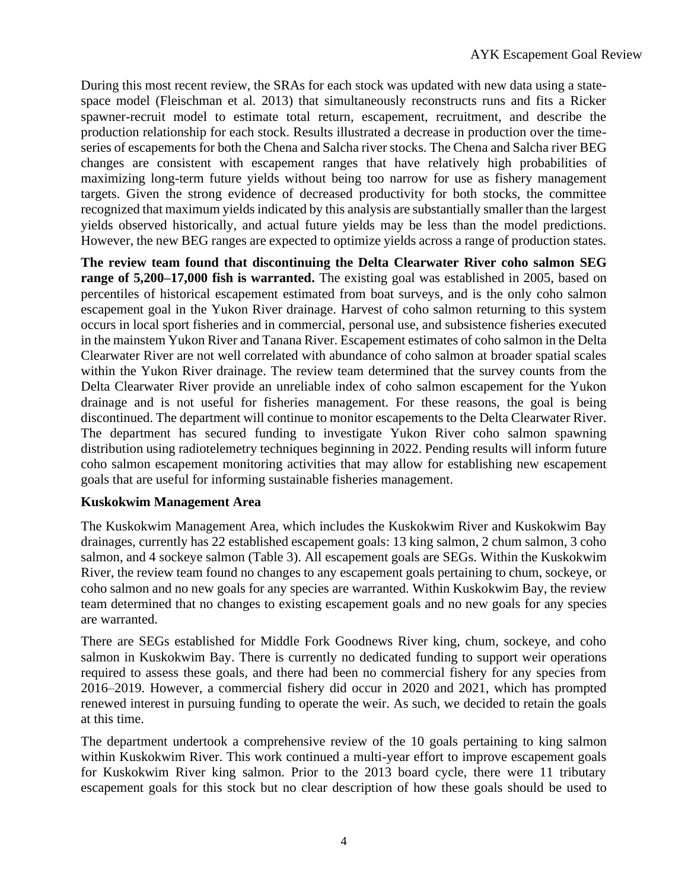During this most recent review, the SRAs for each stock was updated with new data using a state-space model (Fleischman et al. 2013) that simultaneously reconstructs runs and fits a Ricker spawner-recruit model to estimate total return, escapement, recruitment, and describe the production relationship for each stock. Results illustrated a decrease in production over the time-series of escapements for both the Chena and Salcha river stocks. The Chena and Salcha river BEG changes are consistent with escapement ranges that have relatively high probabilities of maximizing long-term future yields without being too narrow for use as fishery management targets. Given the strong evidence of decreased productivity for both stocks, the committee recognized that maximum yields indicated by this analysis are substantially smaller than the largest yields observed historically, and actual future yields may be less than the model predictions. However, the new BEG ranges are expected to optimize yields across a range of production states.

**The review team found that discontinuing the Delta Clearwater River coho salmon SEG range of 5,200–17,000 fish is warranted.** The existing goal was established in 2005, based on percentiles of historical escapement estimated from boat surveys, and is the only coho salmon escapement goal in the Yukon River drainage. Harvest of coho salmon returning to this system occurs in local sport fisheries and in commercial, personal use, and subsistence fisheries executed in the mainstem Yukon River and Tanana River. Escapement estimates of coho salmon in the Delta Clearwater River are not well correlated with abundance of coho salmon at broader spatial scales within the Yukon River drainage. The review team determined that the survey counts from the Delta Clearwater River provide an unreliable index of coho salmon escapement for the Yukon drainage and is not useful for fisheries management. For these reasons, the goal is being discontinued. The department will continue to monitor escapements to the Delta Clearwater River. The department has secured funding to investigate Yukon River coho salmon spawning distribution using radiotelemetry techniques beginning in 2022. Pending results will inform future coho salmon escapement monitoring activities that may allow for establishing new escapement goals that are useful for informing sustainable fisheries management.

### Kuskokwim Management Area

The Kuskokwim Management Area, which includes the Kuskokwim River and Kuskokwim Bay drainages, currently has 22 established escapement goals: 13 king salmon, 2 chum salmon, 3 coho salmon, and 4 sockeye salmon (Table 3). All escapement goals are SEGs. Within the Kuskokwim River, the review team found no changes to any escapement goals pertaining to chum, sockeye, or coho salmon and no new goals for any species are warranted. Within Kuskokwim Bay, the review team determined that no changes to existing escapement goals and no new goals for any species are warranted.

There are SEGs established for Middle Fork Goodnews River king, chum, sockeye, and coho salmon in Kuskokwim Bay. There is currently no dedicated funding to support weir operations required to assess these goals, and there had been no commercial fishery for any species from 2016–2019. However, a commercial fishery did occur in 2020 and 2021, which has prompted renewed interest in pursuing funding to operate the weir. As such, we decided to retain the goals at this time.

The department undertook a comprehensive review of the 10 goals pertaining to king salmon within Kuskokwim River. This work continued a multi-year effort to improve escapement goals for Kuskokwim River king salmon. Prior to the 2013 board cycle, there were 11 tributary escapement goals for this stock but no clear description of how these goals should be used to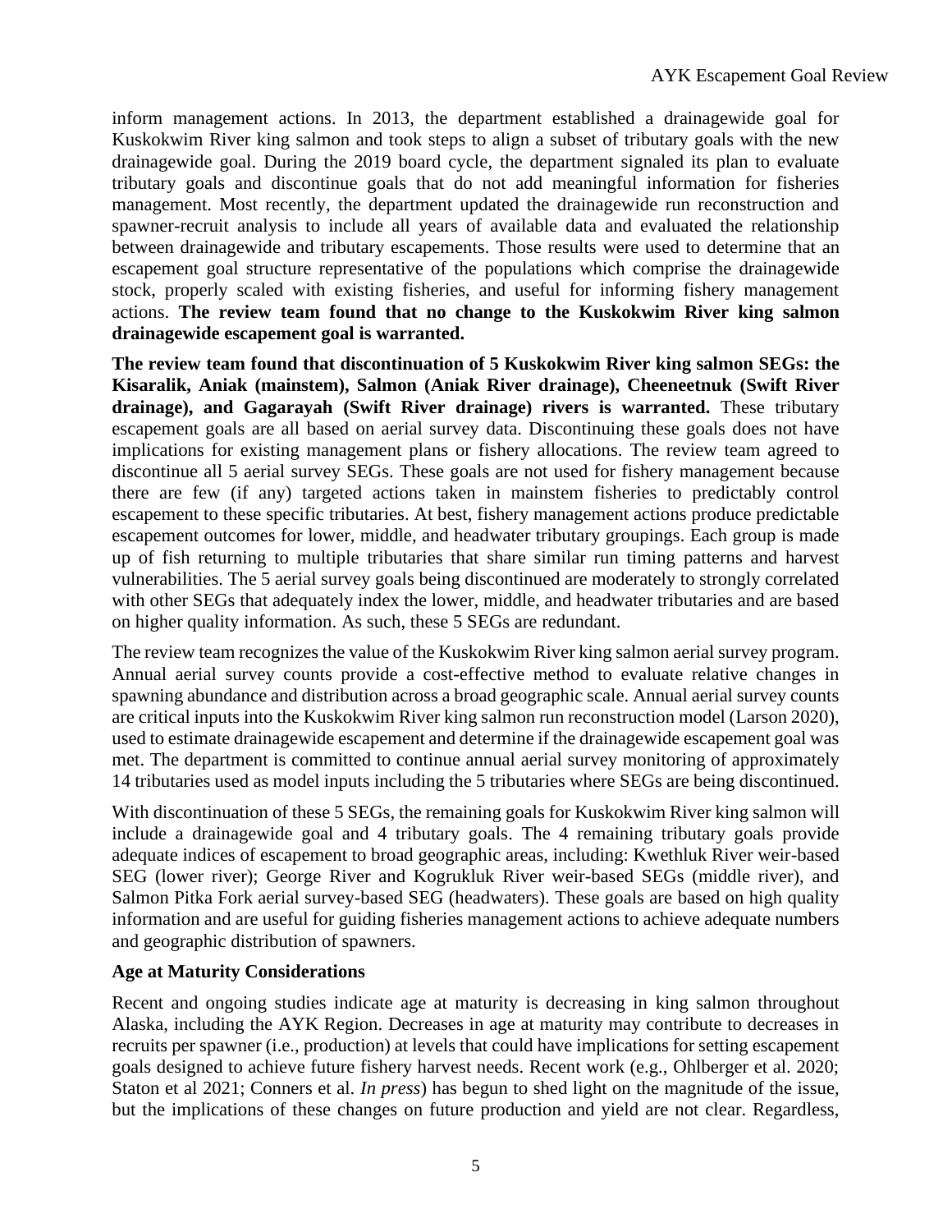inform management actions. In 2013, the department established a drainagewide goal for Kuskokwim River king salmon and took steps to align a subset of tributary goals with the new drainagewide goal. During the 2019 board cycle, the department signaled its plan to evaluate tributary goals and discontinue goals that do not add meaningful information for fisheries management. Most recently, the department updated the drainagewide run reconstruction and spawner-recruit analysis to include all years of available data and evaluated the relationship between drainagewide and tributary escapements. Those results were used to determine that an escapement goal structure representative of the populations which comprise the drainagewide stock, properly scaled with existing fisheries, and useful for informing fishery management actions. **The review team found that no change to the Kuskokwim River king salmon drainagewide escapement goal is warranted.**

**The review team found that discontinuation of 5 Kuskokwim River king salmon SEGs: the Kisaralik, Aniak (mainstem), Salmon (Aniak River drainage), Cheeneetnuk (Swift River drainage), and Gagarayah (Swift River drainage) rivers is warranted.** These tributary escapement goals are all based on aerial survey data. Discontinuing these goals does not have implications for existing management plans or fishery allocations. The review team agreed to discontinue all 5 aerial survey SEGs. These goals are not used for fishery management because there are few (if any) targeted actions taken in mainstem fisheries to predictably control escapement to these specific tributaries. At best, fishery management actions produce predictable escapement outcomes for lower, middle, and headwater tributary groupings. Each group is made up of fish returning to multiple tributaries that share similar run timing patterns and harvest vulnerabilities. The 5 aerial survey goals being discontinued are moderately to strongly correlated with other SEGs that adequately index the lower, middle, and headwater tributaries and are based on higher quality information. As such, these 5 SEGs are redundant.

The review team recognizes the value of the Kuskokwim River king salmon aerial survey program. Annual aerial survey counts provide a cost-effective method to evaluate relative changes in spawning abundance and distribution across a broad geographic scale. Annual aerial survey counts are critical inputs into the Kuskokwim River king salmon run reconstruction model (Larson 2020), used to estimate drainagewide escapement and determine if the drainagewide escapement goal was met. The department is committed to continue annual aerial survey monitoring of approximately 14 tributaries used as model inputs including the 5 tributaries where SEGs are being discontinued.

With discontinuation of these 5 SEGs, the remaining goals for Kuskokwim River king salmon will include a drainagewide goal and 4 tributary goals. The 4 remaining tributary goals provide adequate indices of escapement to broad geographic areas, including: Kwethluk River weir-based SEG (lower river); George River and Kogrukluk River weir-based SEGs (middle river), and Salmon Pitka Fork aerial survey-based SEG (headwaters). These goals are based on high quality information and are useful for guiding fisheries management actions to achieve adequate numbers and geographic distribution of spawners.

### Age at Maturity Considerations

Recent and ongoing studies indicate age at maturity is decreasing in king salmon throughout Alaska, including the AYK Region. Decreases in age at maturity may contribute to decreases in recruits per spawner (i.e., production) at levels that could have implications for setting escapement goals designed to achieve future fishery harvest needs. Recent work (e.g., Ohlberger et al. 2020; Staton et al 2021; Conners et al. *In press*) has begun to shed light on the magnitude of the issue, but the implications of these changes on future production and yield are not clear. Regardless,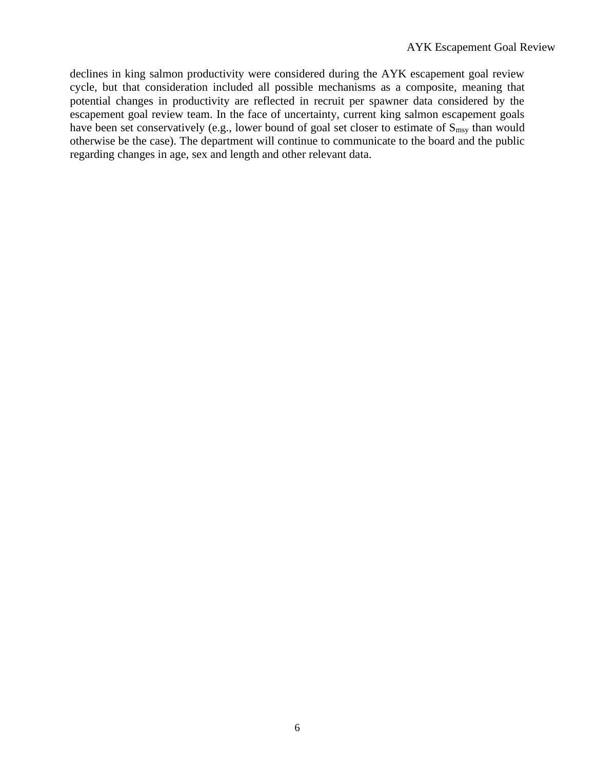declines in king salmon productivity were considered during the AYK escapement goal review cycle, but that consideration included all possible mechanisms as a composite, meaning that potential changes in productivity are reflected in recruit per spawner data considered by the escapement goal review team. In the face of uncertainty, current king salmon escapement goals have been set conservatively (e.g., lower bound of goal set closer to estimate of $S_{msy}$ than would otherwise be the case). The department will continue to communicate to the board and the public regarding changes in age, sex and length and other relevant data.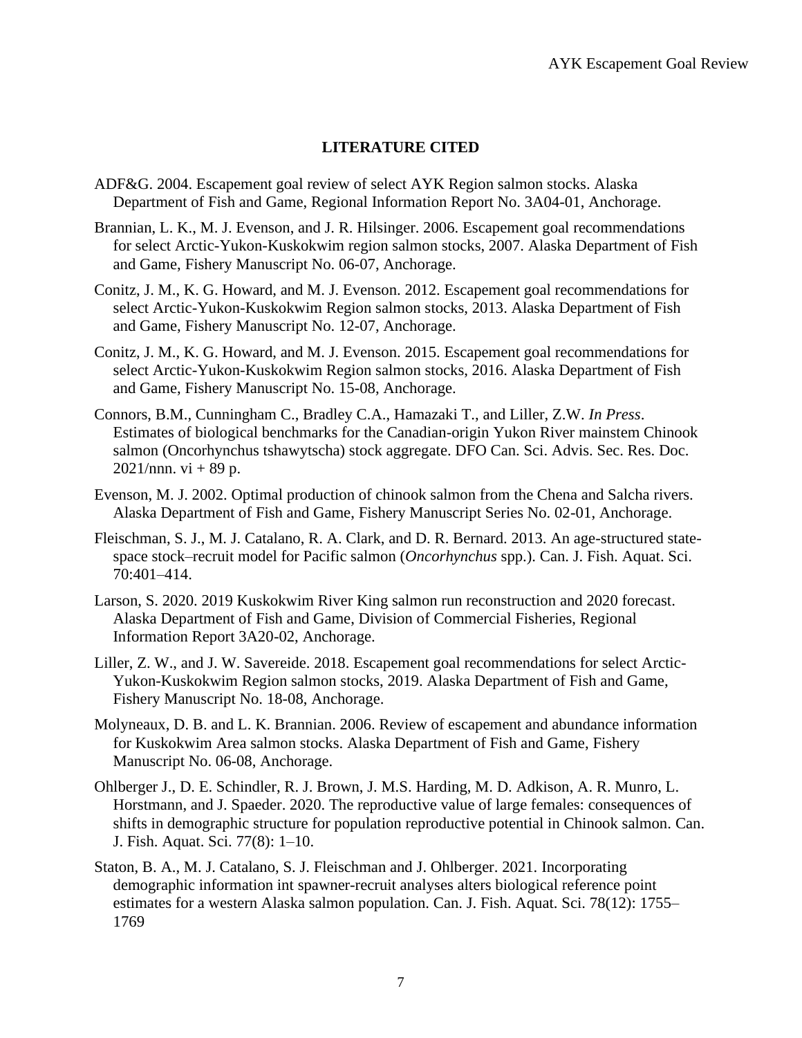## LITERATURE CITED

ADF&G. 2004. Escapement goal review of select AYK Region salmon stocks. Alaska Department of Fish and Game, Regional Information Report No. 3A04-01, Anchorage.

Brannian, L. K., M. J. Evenson, and J. R. Hilsinger. 2006. Escapement goal recommendations for select Arctic-Yukon-Kuskokwim region salmon stocks, 2007. Alaska Department of Fish and Game, Fishery Manuscript No. 06-07, Anchorage.

Conitz, J. M., K. G. Howard, and M. J. Evenson. 2012. Escapement goal recommendations for select Arctic-Yukon-Kuskokwim Region salmon stocks, 2013. Alaska Department of Fish and Game, Fishery Manuscript No. 12-07, Anchorage.

Conitz, J. M., K. G. Howard, and M. J. Evenson. 2015. Escapement goal recommendations for select Arctic-Yukon-Kuskokwim Region salmon stocks, 2016. Alaska Department of Fish and Game, Fishery Manuscript No. 15-08, Anchorage.

Connors, B.M., Cunningham C., Bradley C.A., Hamazaki T., and Liller, Z.W. *In Press*. Estimates of biological benchmarks for the Canadian-origin Yukon River mainstem Chinook salmon (Oncorhynchus tshawytscha) stock aggregate. DFO Can. Sci. Advis. Sec. Res. Doc. 2021/nnn. vi + 89 p.

Evenson, M. J. 2002. Optimal production of chinook salmon from the Chena and Salcha rivers. Alaska Department of Fish and Game, Fishery Manuscript Series No. 02-01, Anchorage.

Fleischman, S. J., M. J. Catalano, R. A. Clark, and D. R. Bernard. 2013. An age-structured state-space stock–recruit model for Pacific salmon (*Oncorhynchus* spp.). Can. J. Fish. Aquat. Sci. 70:401–414.

Larson, S. 2020. 2019 Kuskokwim River King salmon run reconstruction and 2020 forecast. Alaska Department of Fish and Game, Division of Commercial Fisheries, Regional Information Report 3A20-02, Anchorage.

Liller, Z. W., and J. W. Savereide. 2018. Escapement goal recommendations for select Arctic-Yukon-Kuskokwim Region salmon stocks, 2019. Alaska Department of Fish and Game, Fishery Manuscript No. 18-08, Anchorage.

Molyneaux, D. B. and L. K. Brannian. 2006. Review of escapement and abundance information for Kuskokwim Area salmon stocks. Alaska Department of Fish and Game, Fishery Manuscript No. 06-08, Anchorage.

Ohlberger J., D. E. Schindler, R. J. Brown, J. M.S. Harding, M. D. Adkison, A. R. Munro, L. Horstmann, and J. Spaeder. 2020. The reproductive value of large females: consequences of shifts in demographic structure for population reproductive potential in Chinook salmon. Can. J. Fish. Aquat. Sci. 77(8): 1–10.

Staton, B. A., M. J. Catalano, S. J. Fleischman and J. Ohlberger. 2021. Incorporating demographic information int spawner-recruit analyses alters biological reference point estimates for a western Alaska salmon population. Can. J. Fish. Aquat. Sci. 78(12): 1755–1769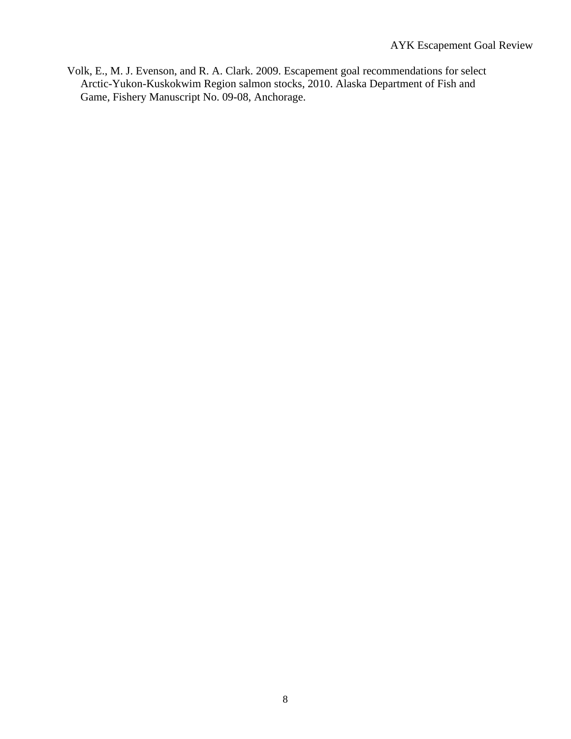Volk, E., M. J. Evenson, and R. A. Clark. 2009. Escapement goal recommendations for select Arctic-Yukon-Kuskokwim Region salmon stocks, 2010. Alaska Department of Fish and Game, Fishery Manuscript No. 09-08, Anchorage.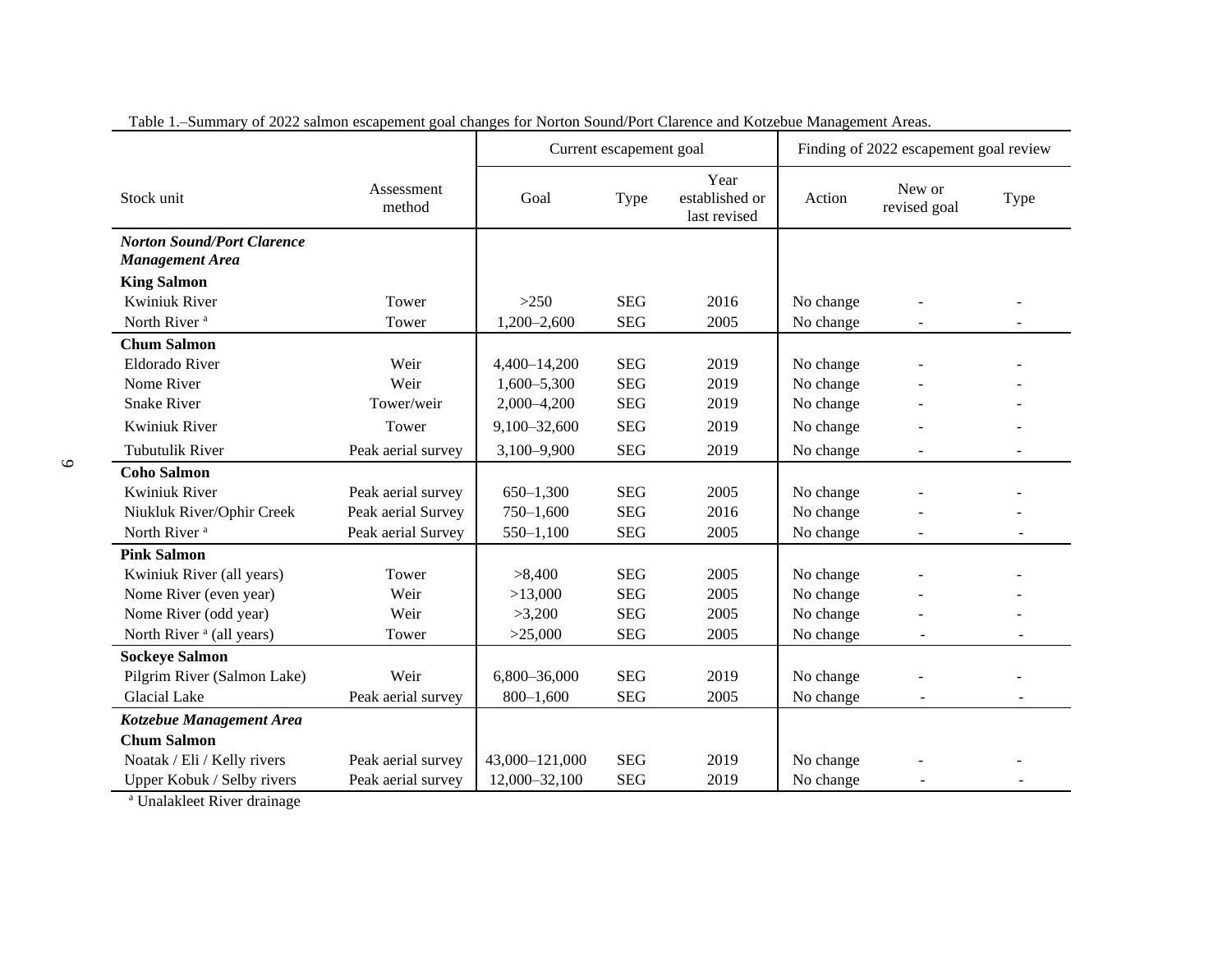Table 1.–Summary of 2022 salmon escapement goal changes for Norton Sound/Port Clarence and Kotzebue Management Areas.

| | | Current escapement goal | | | Finding of 2022 escapement goal review | | |
|---|---|---|---|---|---|---|---|
| Stock unit | Assessment method | Goal | Type | Year established or last revised | Action | New or revised goal | Type |
| ***Norton Sound/Port Clarence Management Area*** | | | | | | | |
| **King Salmon** | | | | | | | |
| Kwiniuk River | Tower | >250 | SEG | 2016 | No change | - | - |
| North River [a] | Tower | 1,200–2,600 | SEG | 2005 | No change | - | - |
| **Chum Salmon** | | | | | | | |
| Eldorado River | Weir | 4,400–14,200 | SEG | 2019 | No change | - | - |
| Nome River | Weir | 1,600–5,300 | SEG | 2019 | No change | - | - |
| Snake River | Tower/weir | 2,000–4,200 | SEG | 2019 | No change | - | - |
| Kwiniuk River | Tower | 9,100–32,600 | SEG | 2019 | No change | - | - |
| Tubutulik River | Peak aerial survey | 3,100–9,900 | SEG | 2019 | No change | - | - |
| **Coho Salmon** | | | | | | | |
| Kwiniuk River | Peak aerial survey | 650–1,300 | SEG | 2005 | No change | - | - |
| Niukluk River/Ophir Creek | Peak aerial Survey | 750–1,600 | SEG | 2016 | No change | - | - |
| North River [a] | Peak aerial Survey | 550–1,100 | SEG | 2005 | No change | - | - |
| **Pink Salmon** | | | | | | | |
| Kwiniuk River (all years) | Tower | >8,400 | SEG | 2005 | No change | - | - |
| Nome River (even year) | Weir | >13,000 | SEG | 2005 | No change | - | - |
| Nome River (odd year) | Weir | >3,200 | SEG | 2005 | No change | - | - |
| North River [a] (all years) | Tower | >25,000 | SEG | 2005 | No change | - | - |
| **Sockeye Salmon** | | | | | | | |
| Pilgrim River (Salmon Lake) | Weir | 6,800–36,000 | SEG | 2019 | No change | - | - |
| Glacial Lake | Peak aerial survey | 800–1,600 | SEG | 2005 | No change | - | - |
| ***Kotzebue Management Area*** | | | | | | | |
| **Chum Salmon** | | | | | | | |
| Noatak / Eli / Kelly rivers | Peak aerial survey | 43,000–121,000 | SEG | 2019 | No change | - | - |
| Upper Kobuk / Selby rivers | Peak aerial survey | 12,000–32,100 | SEG | 2019 | No change | - | - |

[a] Unalakleet River drainage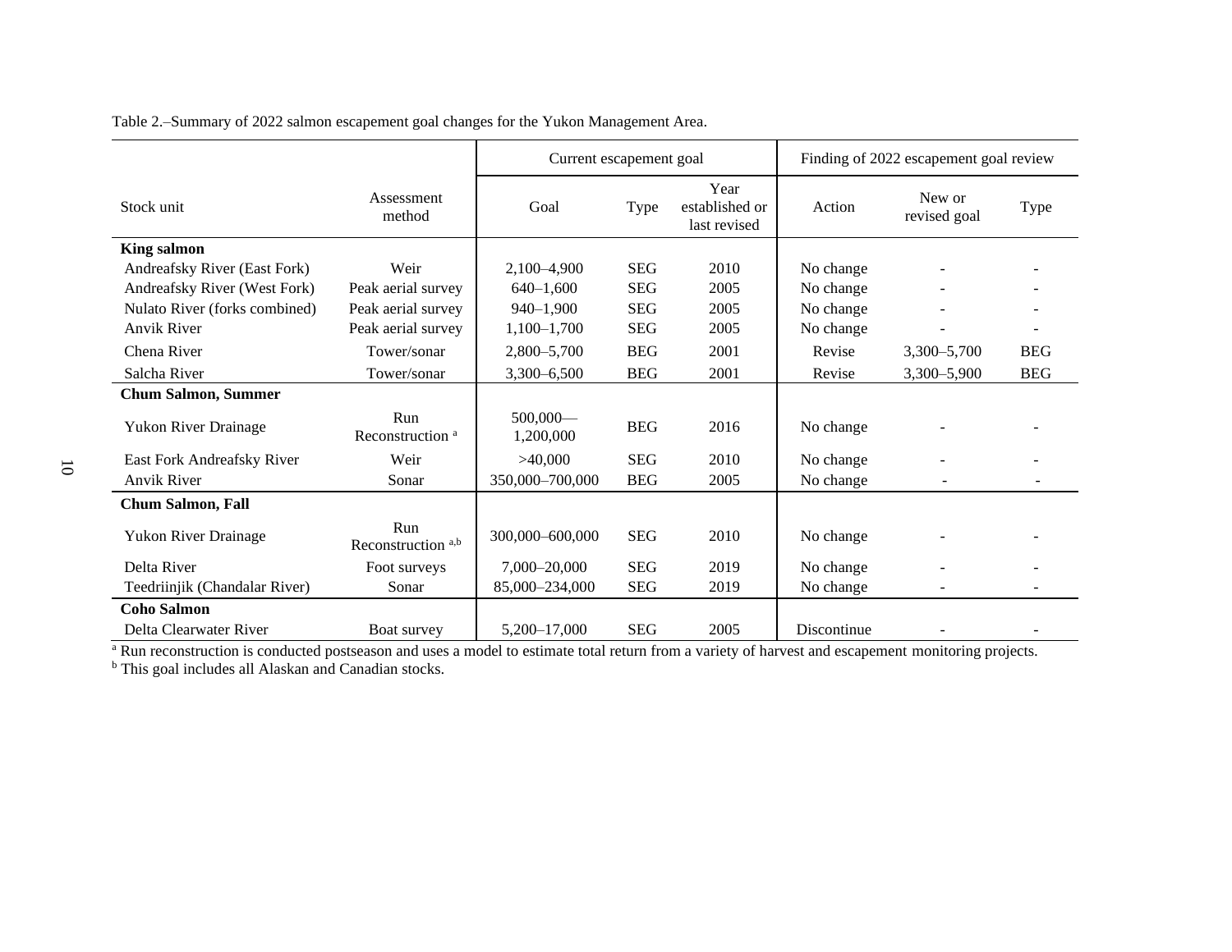Table 2.–Summary of 2022 salmon escapement goal changes for the Yukon Management Area.

| Stock unit | Assessment method | Current escapement goal | | | Finding of 2022 escapement goal review | | |
|---|---|---|---|---|---|---|---|
| | | Goal | Type | Year established or last revised | Action | New or revised goal | Type |
| **King salmon** | | | | | | | |
| Andreafsky River (East Fork) | Weir | 2,100–4,900 | SEG | 2010 | No change | - | - |
| Andreafsky River (West Fork) | Peak aerial survey | 640–1,600 | SEG | 2005 | No change | - | - |
| Nulato River (forks combined) | Peak aerial survey | 940–1,900 | SEG | 2005 | No change | - | - |
| Anvik River | Peak aerial survey | 1,100–1,700 | SEG | 2005 | No change | - | - |
| Chena River | Tower/sonar | 2,800–5,700 | BEG | 2001 | Revise | 3,300–5,700 | BEG |
| Salcha River | Tower/sonar | 3,300–6,500 | BEG | 2001 | Revise | 3,300–5,900 | BEG |
| **Chum Salmon, Summer** | | | | | | | |
| Yukon River Drainage | Run Reconstruction [a] | 500,000—1,200,000 | BEG | 2016 | No change | - | - |
| East Fork Andreafsky River | Weir | >40,000 | SEG | 2010 | No change | - | - |
| Anvik River | Sonar | 350,000–700,000 | BEG | 2005 | No change | - | - |
| **Chum Salmon, Fall** | | | | | | | |
| Yukon River Drainage | Run Reconstruction [a,b] | 300,000–600,000 | SEG | 2010 | No change | - | - |
| Delta River | Foot surveys | 7,000–20,000 | SEG | 2019 | No change | - | - |
| Teedriinjik (Chandalar River) | Sonar | 85,000–234,000 | SEG | 2019 | No change | - | - |
| **Coho Salmon** | | | | | | | |
| Delta Clearwater River | Boat survey | 5,200–17,000 | SEG | 2005 | Discontinue | - | - |

[a] Run reconstruction is conducted postseason and uses a model to estimate total return from a variety of harvest and escapement monitoring projects.

[b] This goal includes all Alaskan and Canadian stocks.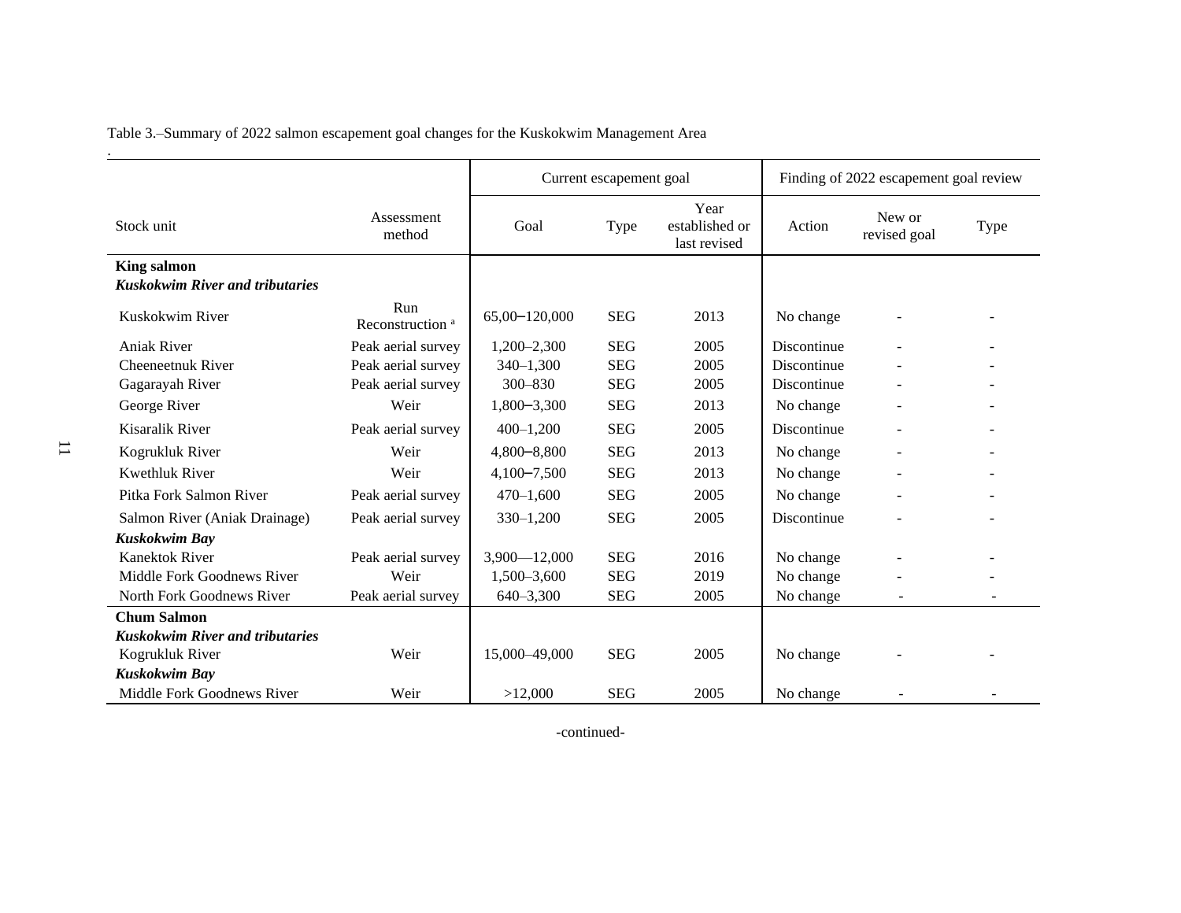Table 3.–Summary of 2022 salmon escapement goal changes for the Kuskokwim Management Area

.

| Stock unit | Assessment method | Current escapement goal | | | Finding of 2022 escapement goal review | | |
|---|---|---|---|---|---|---|---|
| | | Goal | Type | Year established or last revised | Action | New or revised goal | Type |
| **King salmon** | | | | | | | |
| ***Kuskokwim River and tributaries*** | | | | | | | |
| Kuskokwim River | Run Reconstruction [a] | 65,00–120,000 | SEG | 2013 | No change | - | - |
| Aniak River | Peak aerial survey | 1,200–2,300 | SEG | 2005 | Discontinue | - | - |
| Cheeneetnuk River | Peak aerial survey | 340–1,300 | SEG | 2005 | Discontinue | - | - |
| Gagarayah River | Peak aerial survey | 300–830 | SEG | 2005 | Discontinue | - | - |
| George River | Weir | 1,800–3,300 | SEG | 2013 | No change | - | - |
| Kisaralik River | Peak aerial survey | 400–1,200 | SEG | 2005 | Discontinue | - | - |
| Kogrukluk River | Weir | 4,800–8,800 | SEG | 2013 | No change | - | - |
| Kwethluk River | Weir | 4,100–7,500 | SEG | 2013 | No change | - | - |
| Pitka Fork Salmon River | Peak aerial survey | 470–1,600 | SEG | 2005 | No change | - | - |
| Salmon River (Aniak Drainage) | Peak aerial survey | 330–1,200 | SEG | 2005 | Discontinue | - | - |
| ***Kuskokwim Bay*** | | | | | | | |
| Kanektok River | Peak aerial survey | 3,900—12,000 | SEG | 2016 | No change | - | - |
| Middle Fork Goodnews River | Weir | 1,500–3,600 | SEG | 2019 | No change | - | - |
| North Fork Goodnews River | Peak aerial survey | 640–3,300 | SEG | 2005 | No change | - | - |
| **Chum Salmon** | | | | | | | |
| ***Kuskokwim River and tributaries*** | | | | | | | |
| Kogrukluk River | Weir | 15,000–49,000 | SEG | 2005 | No change | - | - |
| ***Kuskokwim Bay*** | | | | | | | |
| Middle Fork Goodnews River | Weir | >12,000 | SEG | 2005 | No change | - | - |

-continued-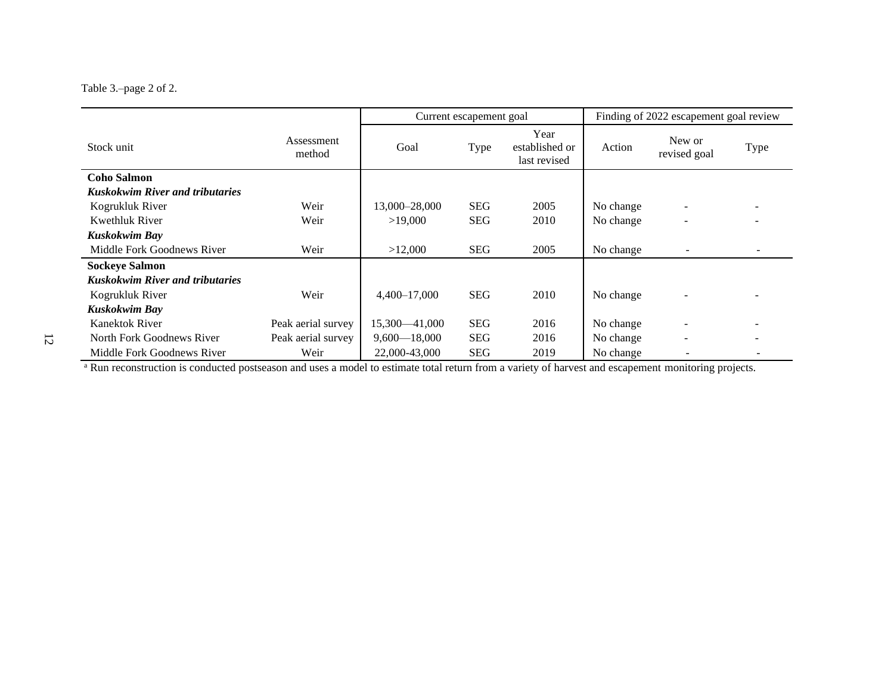Table 3.–page 2 of 2.

| Stock unit | Assessment method | Current escapement goal | | | Finding of 2022 escapement goal review | | |
|---|---|---|---|---|---|---|---|
| | | Goal | Type | Year established or last revised | Action | New or revised goal | Type |
| **Coho Salmon** | | | | | | | |
| ***Kuskokwim River and tributaries*** | | | | | | | |
| Kogrukluk River | Weir | 13,000–28,000 | SEG | 2005 | No change | - | - |
| Kwethluk River | Weir | >19,000 | SEG | 2010 | No change | - | - |
| ***Kuskokwim Bay*** | | | | | | | |
| Middle Fork Goodnews River | Weir | >12,000 | SEG | 2005 | No change | - | - |
| **Sockeye Salmon** | | | | | | | |
| ***Kuskokwim River and tributaries*** | | | | | | | |
| Kogrukluk River | Weir | 4,400–17,000 | SEG | 2010 | No change | - | - |
| ***Kuskokwim Bay*** | | | | | | | |
| Kanektok River | Peak aerial survey | 15,300—41,000 | SEG | 2016 | No change | - | - |
| North Fork Goodnews River | Peak aerial survey | 9,600—18,000 | SEG | 2016 | No change | - | - |
| Middle Fork Goodnews River | Weir | 22,000-43,000 | SEG | 2019 | No change | - | - |

[a] Run reconstruction is conducted postseason and uses a model to estimate total return from a variety of harvest and escapement monitoring projects.